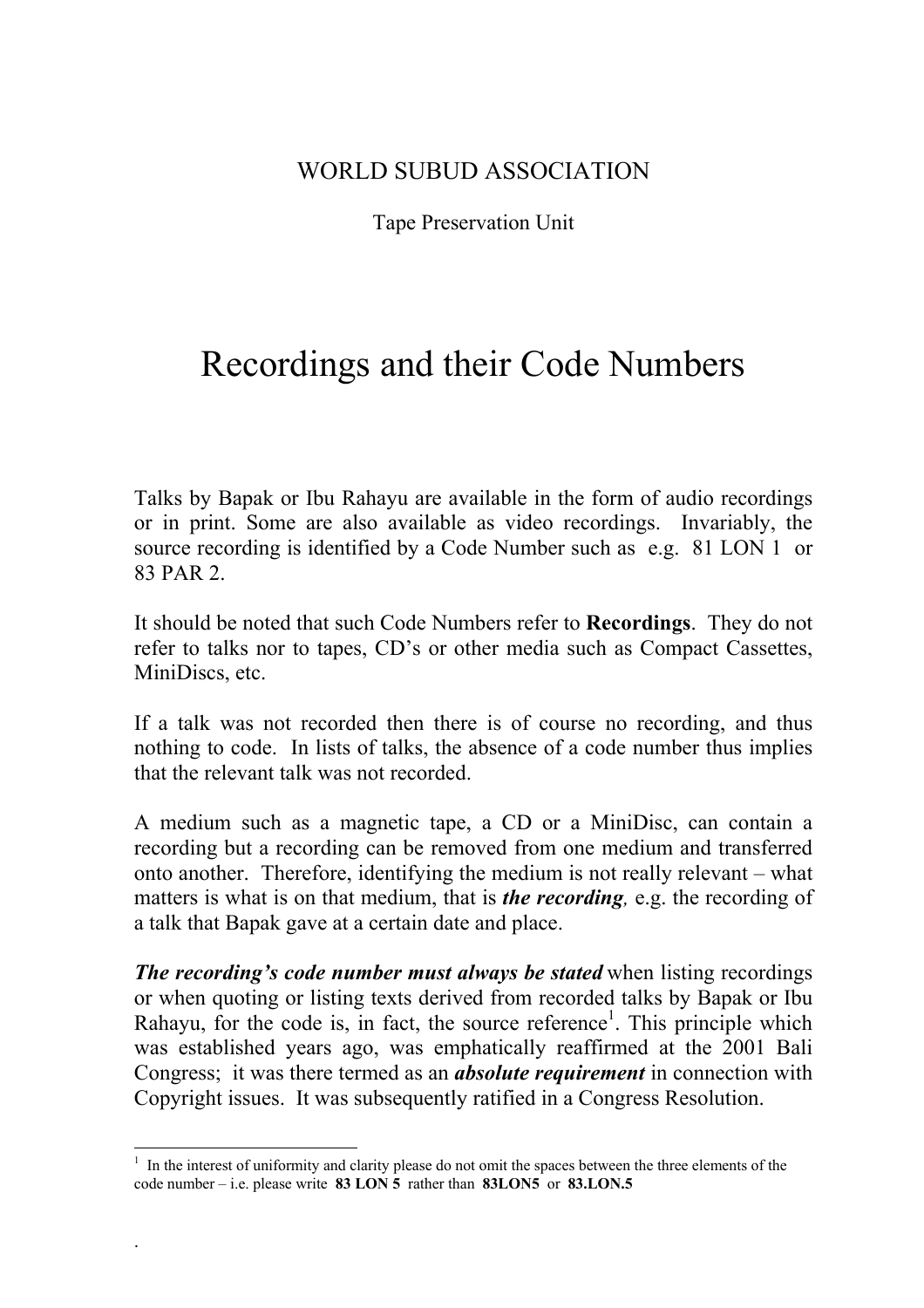WORLD SUBUD ASSOCIATION

Tape Preservation Unit

# Recordings and their Code Numbers

Talks by Bapak or Ibu Rahayu are available in the form of audio recordings or in print. Some are also available as video recordings. Invariably, the source recording is identified by a Code Number such as e.g. 81 LON 1 or 83 PAR 2.

It should be noted that such Code Numbers refer to **Recordings**. They do not refer to talks nor to tapes, CD's or other media such as Compact Cassettes, MiniDiscs, etc.

If a talk was not recorded then there is of course no recording, and thus nothing to code. In lists of talks, the absence of a code number thus implies that the relevant talk was not recorded.

A medium such as a magnetic tape, a CD or a MiniDisc, can contain a recording but a recording can be removed from one medium and transferred onto another. Therefore, identifying the medium is not really relevant – what matters is what is on that medium, that is ***the recording,*** e.g. the recording of a talk that Bapak gave at a certain date and place.

***The recording's code number must always be stated*** when listing recordings or when quoting or listing texts derived from recorded talks by Bapak or Ibu Rahayu, for the code is, in fact, the source reference[1]. This principle which was established years ago, was emphatically reaffirmed at the 2001 Bali Congress; it was there termed as an ***absolute requirement*** in connection with Copyright issues. It was subsequently ratified in a Congress Resolution.

---

[1] In the interest of uniformity and clarity please do not omit the spaces between the three elements of the code number – i.e. please write **83 LON 5** rather than **83LON5** or **83.LON.5**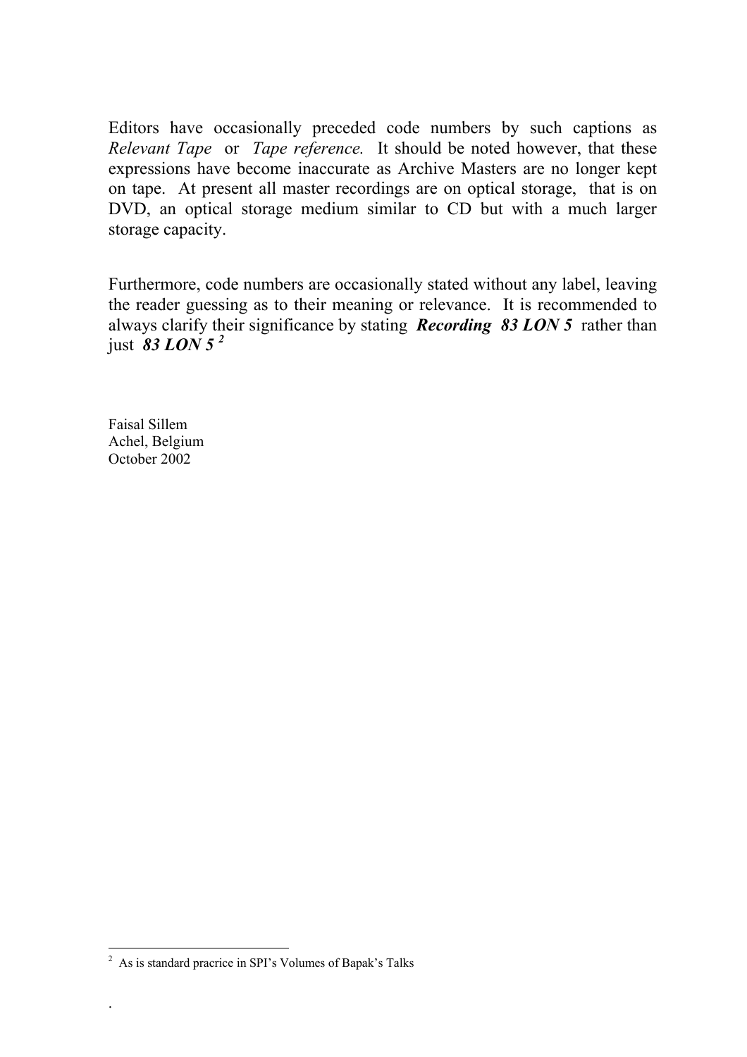Editors have occasionally preceded code numbers by such captions as *Relevant Tape* or *Tape reference.* It should be noted however, that these expressions have become inaccurate as Archive Masters are no longer kept on tape. At present all master recordings are on optical storage, that is on DVD, an optical storage medium similar to CD but with a much larger storage capacity.

Furthermore, code numbers are occasionally stated without any label, leaving the reader guessing as to their meaning or relevance. It is recommended to always clarify their significance by stating ***Recording 83 LON 5*** rather than just ***83 LON 5*** [2]

Faisal Sillem
Achel, Belgium
October 2002

[2] As is standard pracrice in SPI's Volumes of Bapak's Talks